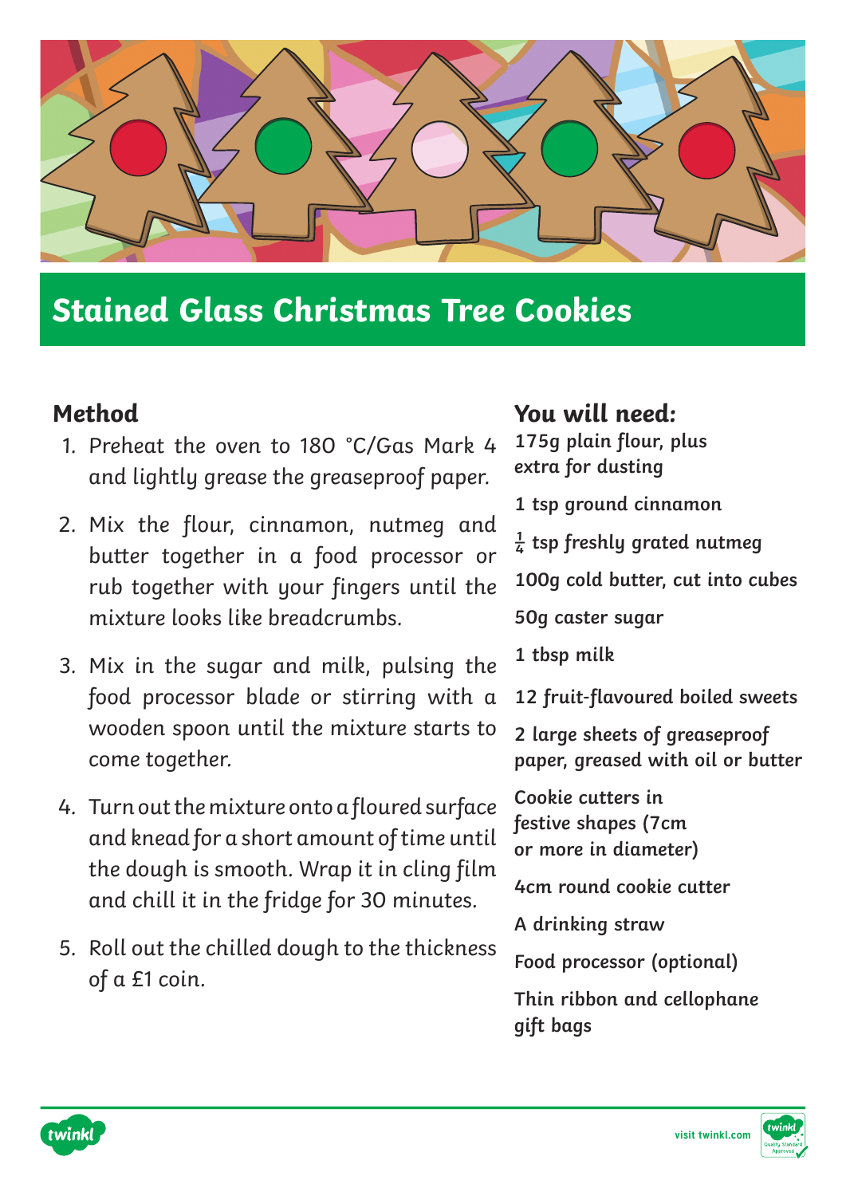# Stained Glass Christmas Tree Cookies

## Method

1. Preheat the oven to 180 °C/Gas Mark 4 and lightly grease the greaseproof paper.
2. Mix the flour, cinnamon, nutmeg and butter together in a food processor or rub together with your fingers until the mixture looks like breadcrumbs.
3. Mix in the sugar and milk, pulsing the food processor blade or stirring with a wooden spoon until the mixture starts to come together.
4. Turn out the mixture onto a floured surface and knead for a short amount of time until the dough is smooth. Wrap it in cling film and chill it in the fridge for 30 minutes.
5. Roll out the chilled dough to the thickness of a £1 coin.

## You will need:

**175g plain flour, plus extra for dusting**

**1 tsp ground cinnamon**

**$\frac{1}{4}$ tsp freshly grated nutmeg**

**100g cold butter, cut into cubes**

**50g caster sugar**

**1 tbsp milk**

**12 fruit-flavoured boiled sweets**

**2 large sheets of greaseproof paper, greased with oil or butter**

**Cookie cutters in festive shapes (7cm or more in diameter)**

**4cm round cookie cutter**

**A drinking straw**

**Food processor (optional)**

**Thin ribbon and cellophane gift bags**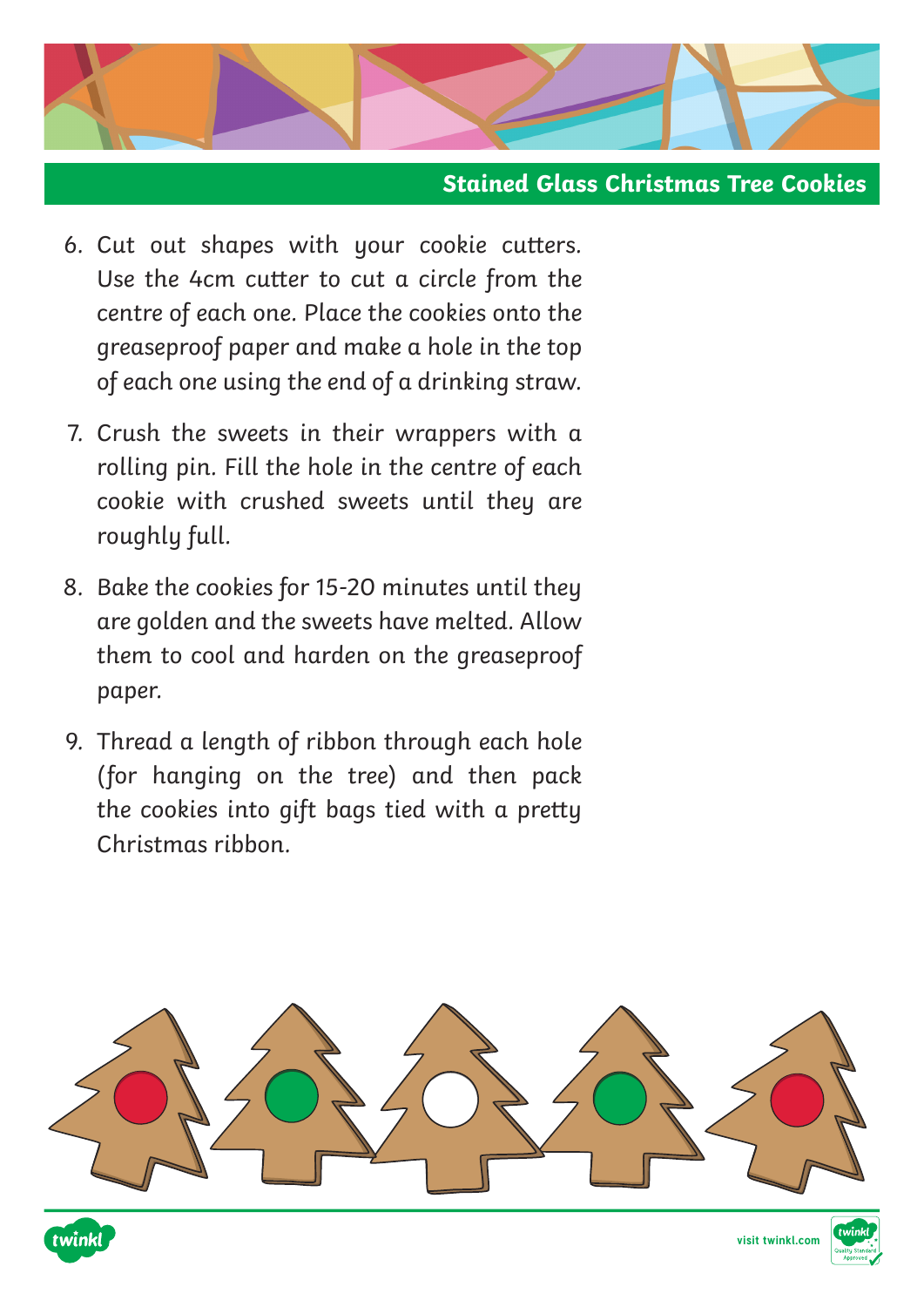## Stained Glass Christmas Tree Cookies

6. Cut out shapes with your cookie cutters. Use the 4cm cutter to cut a circle from the centre of each one. Place the cookies onto the greaseproof paper and make a hole in the top of each one using the end of a drinking straw.
7. Crush the sweets in their wrappers with a rolling pin. Fill the hole in the centre of each cookie with crushed sweets until they are roughly full.
8. Bake the cookies for 15-20 minutes until they are golden and the sweets have melted. Allow them to cool and harden on the greaseproof paper.
9. Thread a length of ribbon through each hole (for hanging on the tree) and then pack the cookies into gift bags tied with a pretty Christmas ribbon.